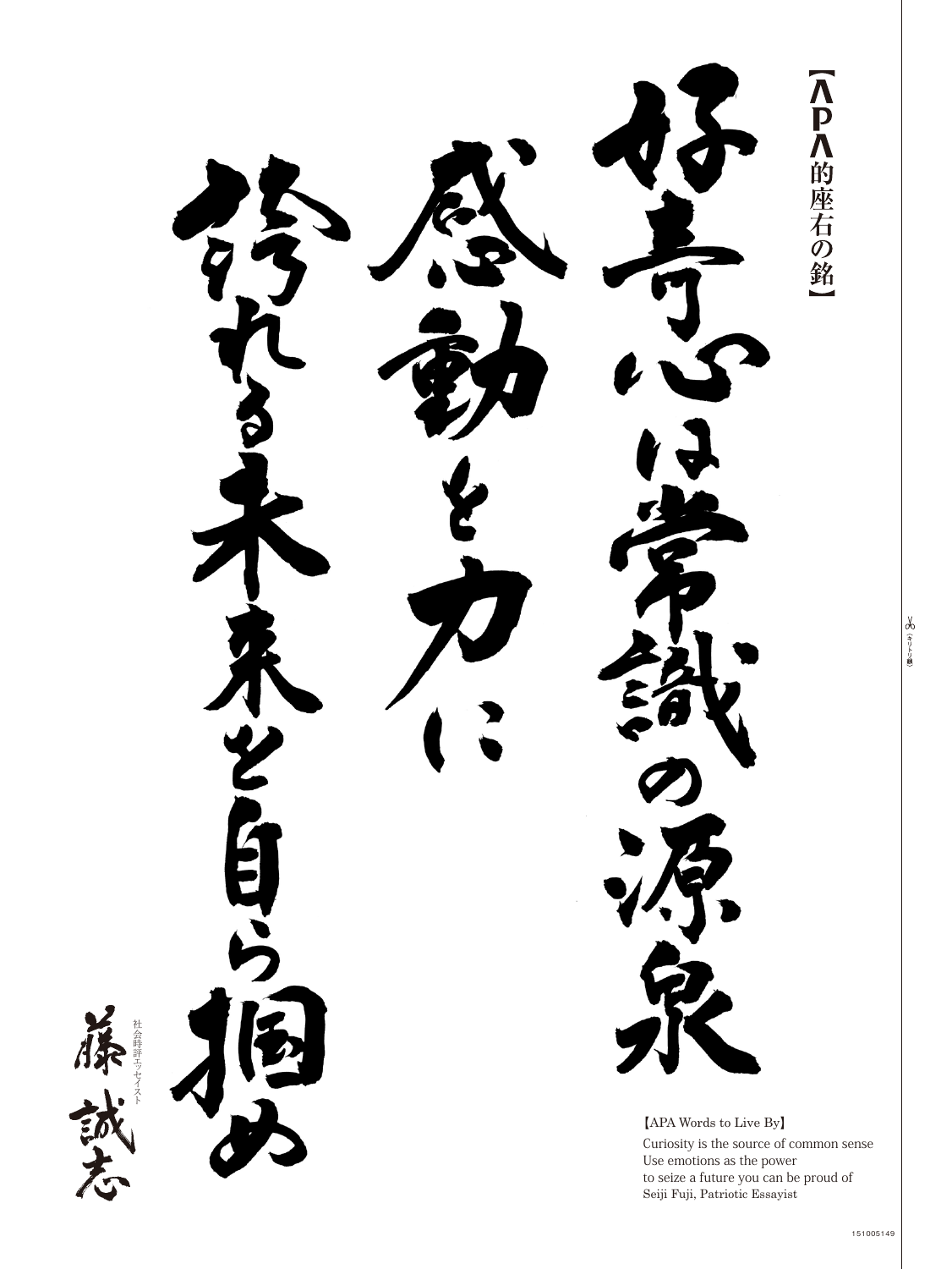【APA的座右の銘】

好奇心は常識の源泉
感動を力に
誇れる未来を自ら掴め

社会時評エッセイスト
藤誠志

【APA Words to Live By】
Curiosity is the source of common sense
Use emotions as the power
to seize a future you can be proud of
Seiji Fuji, Patriotic Essayist

（キリトリ線）

151005149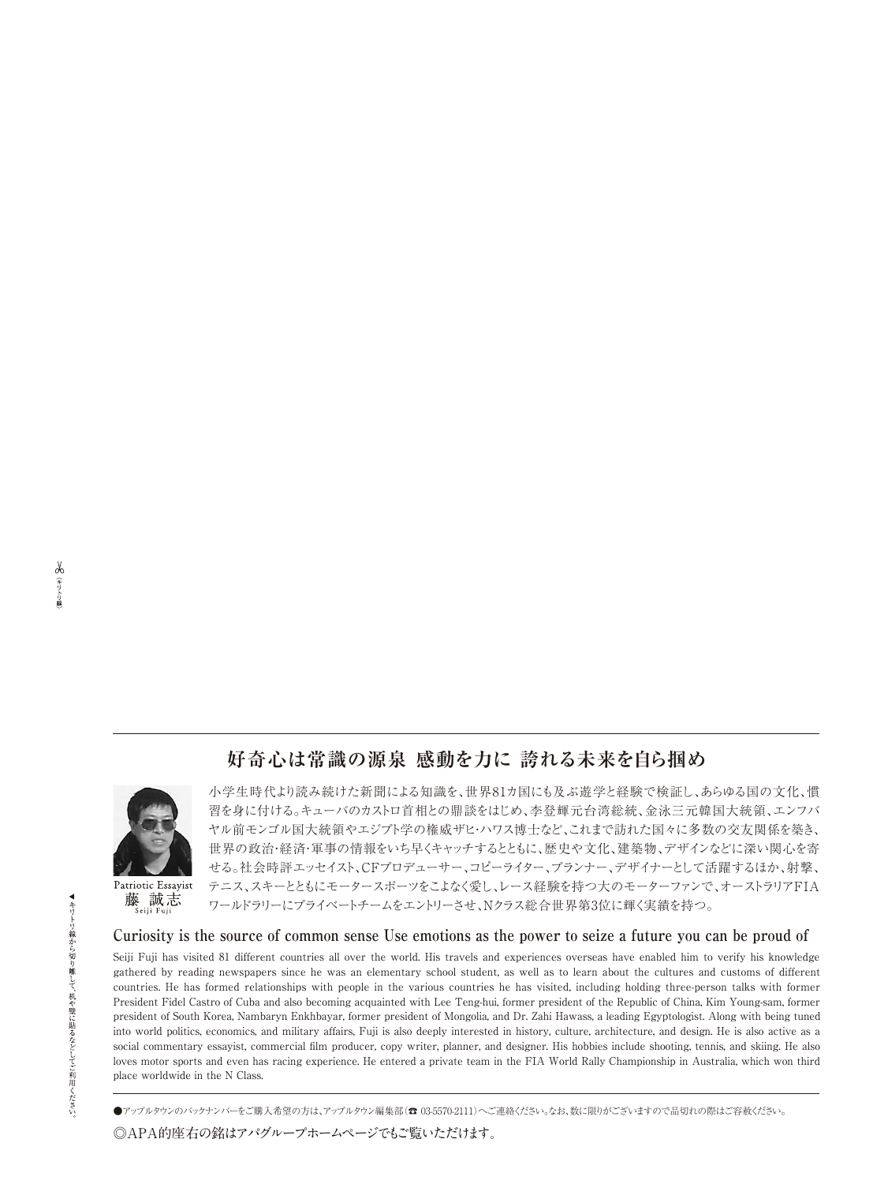## 好奇心は常識の源泉 感動を力に 誇れる未来を自ら掴め

Patriotic Essayist
藤 誠志
Seiji Fuji

小学生時代より読み続けた新聞による知識を、世界81カ国にも及ぶ遊学と経験で検証し、あらゆる国の文化、慣習を身に付ける。キューバのカストロ首相との鼎談をはじめ、李登輝元台湾総統、金泳三元韓国大統領、エンフバヤル前モンゴル国大統領やエジプト学の権威ザヒ・ハワス博士など、これまで訪れた国々に多数の交友関係を築き、世界の政治・経済・軍事の情報をいち早くキャッチするとともに、歴史や文化、建築物、デザインなどに深い関心を寄せる。社会時評エッセイスト、CFプロデューサー、コピーライター、プランナー、デザイナーとして活躍するほか、射撃、テニス、スキーとともにモータースポーツをこよなく愛し、レース経験を持つ大のモーターファンで、オーストラリアFIAワールドラリーにプライベートチームをエントリーさせ、Nクラス総合世界第3位に輝く実績を持つ。

## Curiosity is the source of common sense Use emotions as the power to seize a future you can be proud of

Seiji Fuji has visited 81 different countries all over the world. His travels and experiences overseas have enabled him to verify his knowledge gathered by reading newspapers since he was an elementary school student, as well as to learn about the cultures and customs of different countries. He has formed relationships with people in the various countries he has visited, including holding three-person talks with former President Fidel Castro of Cuba and also becoming acquainted with Lee Teng-hui, former president of the Republic of China, Kim Young-sam, former president of South Korea, Nambaryn Enkhbayar, former president of Mongolia, and Dr. Zahi Hawass, a leading Egyptologist. Along with being tuned into world politics, economics, and military affairs, Fuji is also deeply interested in history, culture, architecture, and design. He is also active as a social commentary essayist, commercial film producer, copy writer, planner, and designer. His hobbies include shooting, tennis, and skiing. He also loves motor sports and even has racing experience. He entered a private team in the FIA World Rally Championship in Australia, which won third place worldwide in the N Class.

●アップルタウンのバックナンバーをご購入希望の方は、アップルタウン編集部（☎ 03-5570-2111）へご連絡ください。なお、数に限りがございますので品切れの際はご容赦ください。

◎APA的座右の銘はアパグループホームページでもご覧いただけます。

（キリトリ線）

◀キリトリ線から切り離して、机や壁に貼るなどしてご利用ください。